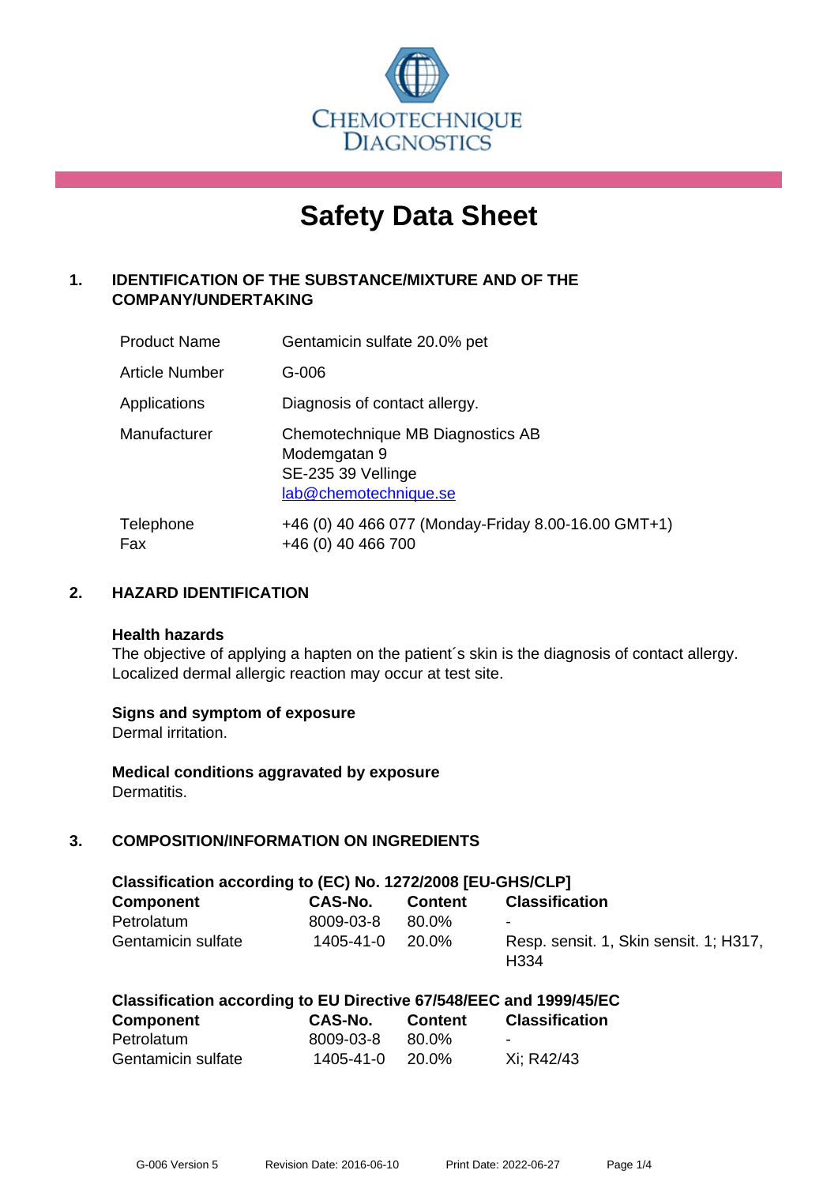CHEMOTECHNIQUE DIAGNOSTICS

# Safety Data Sheet

## 1. IDENTIFICATION OF THE SUBSTANCE/MIXTURE AND OF THE COMPANY/UNDERTAKING

| | |
|---|---|
| Product Name | Gentamicin sulfate 20.0% pet |
| Article Number | G-006 |
| Applications | Diagnosis of contact allergy. |
| Manufacturer | Chemotechnique MB Diagnostics AB<br>Modemgatan 9<br>SE-235 39 Vellinge<br>lab@chemotechnique.se |
| Telephone<br>Fax | +46 (0) 40 466 077 (Monday-Friday 8.00-16.00 GMT+1)<br>+46 (0) 40 466 700 |

## 2. HAZARD IDENTIFICATION

**Health hazards**

The objective of applying a hapten on the patient´s skin is the diagnosis of contact allergy. Localized dermal allergic reaction may occur at test site.

**Signs and symptom of exposure**

Dermal irritation.

**Medical conditions aggravated by exposure**

Dermatitis.

## 3. COMPOSITION/INFORMATION ON INGREDIENTS

**Classification according to (EC) No. 1272/2008 [EU-GHS/CLP]**

| Component | CAS-No. | Content | Classification |
|---|---|---|---|
| Petrolatum | 8009-03-8 | 80.0% | - |
| Gentamicin sulfate | 1405-41-0 | 20.0% | Resp. sensit. 1, Skin sensit. 1; H317, H334 |

**Classification according to EU Directive 67/548/EEC and 1999/45/EC**

| Component | CAS-No. | Content | Classification |
|---|---|---|---|
| Petrolatum | 8009-03-8 | 80.0% | - |
| Gentamicin sulfate | 1405-41-0 | 20.0% | Xi; R42/43 |

G-006 Version 5 Revision Date: 2016-06-10 Print Date: 2022-06-27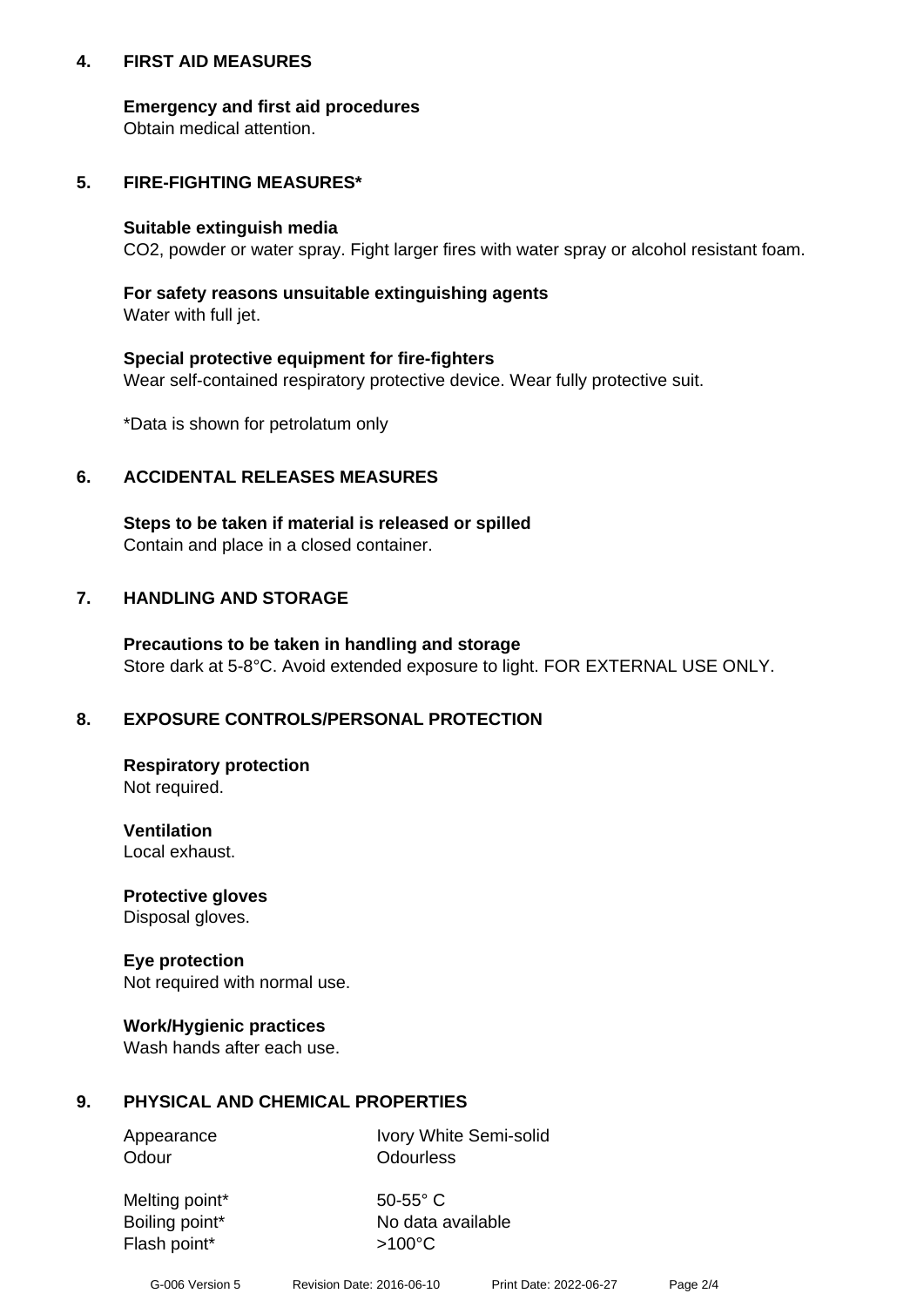## 4. FIRST AID MEASURES

**Emergency and first aid procedures**
Obtain medical attention.

## 5. FIRE-FIGHTING MEASURES*

**Suitable extinguish media**
$CO_2$, powder or water spray. Fight larger fires with water spray or alcohol resistant foam.

**For safety reasons unsuitable extinguishing agents**
Water with full jet.

**Special protective equipment for fire-fighters**
Wear self-contained respiratory protective device. Wear fully protective suit.

*Data is shown for petrolatum only

## 6. ACCIDENTAL RELEASES MEASURES

**Steps to be taken if material is released or spilled**
Contain and place in a closed container.

## 7. HANDLING AND STORAGE

**Precautions to be taken in handling and storage**
Store dark at 5-8°C. Avoid extended exposure to light. FOR EXTERNAL USE ONLY.

## 8. EXPOSURE CONTROLS/PERSONAL PROTECTION

**Respiratory protection**
Not required.

**Ventilation**
Local exhaust.

**Protective gloves**
Disposal gloves.

**Eye protection**
Not required with normal use.

**Work/Hygienic practices**
Wash hands after each use.

## 9. PHYSICAL AND CHEMICAL PROPERTIES

| | |
|---|---|
| Appearance | Ivory White Semi-solid |
| Odour | Odourless |
| Melting point* | 50-55° C |
| Boiling point* | No data available |
| Flash point* | >100°C |

G-006 Version 5 Revision Date: 2016-06-10 Print Date: 2022-06-27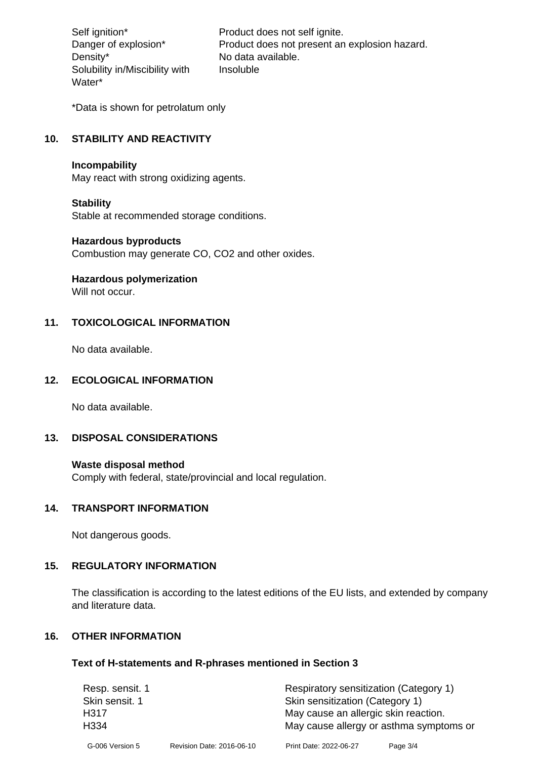| | |
|---|---|
| Self ignition* | Product does not self ignite. |
| Danger of explosion* | Product does not present an explosion hazard. |
| Density* | No data available. |
| Solubility in/Miscibility with Water* | Insoluble |

*Data is shown for petrolatum only

## 10. STABILITY AND REACTIVITY

**Incompability**
May react with strong oxidizing agents.

**Stability**
Stable at recommended storage conditions.

**Hazardous byproducts**
Combustion may generate CO, $CO_2$ and other oxides.

**Hazardous polymerization**
Will not occur.

## 11. TOXICOLOGICAL INFORMATION

No data available.

## 12. ECOLOGICAL INFORMATION

No data available.

## 13. DISPOSAL CONSIDERATIONS

**Waste disposal method**
Comply with federal, state/provincial and local regulation.

## 14. TRANSPORT INFORMATION

Not dangerous goods.

## 15. REGULATORY INFORMATION

The classification is according to the latest editions of the EU lists, and extended by company and literature data.

## 16. OTHER INFORMATION

**Text of H-statements and R-phrases mentioned in Section 3**

| | |
|---|---|
| Resp. sensit. 1 | Respiratory sensitization (Category 1) |
| Skin sensit. 1 | Skin sensitization (Category 1) |
| H317 | May cause an allergic skin reaction. |
| H334 | May cause allergy or asthma symptoms or |

G-006 Version 5 Revision Date: 2016-06-10 Print Date: 2022-06-27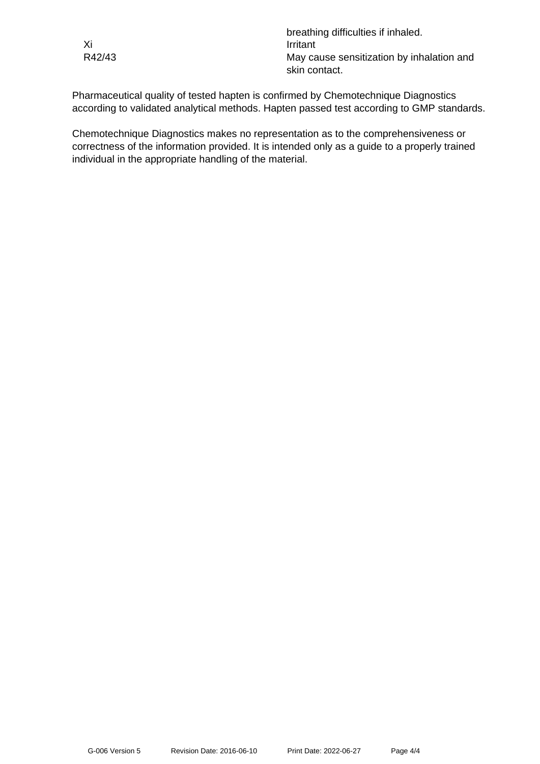| | |
|---|---|
| | breathing difficulties if inhaled. |
| Xi | Irritant |
| R42/43 | May cause sensitization by inhalation and skin contact. |

Pharmaceutical quality of tested hapten is confirmed by Chemotechnique Diagnostics according to validated analytical methods. Hapten passed test according to GMP standards.

Chemotechnique Diagnostics makes no representation as to the comprehensiveness or correctness of the information provided. It is intended only as a guide to a properly trained individual in the appropriate handling of the material.